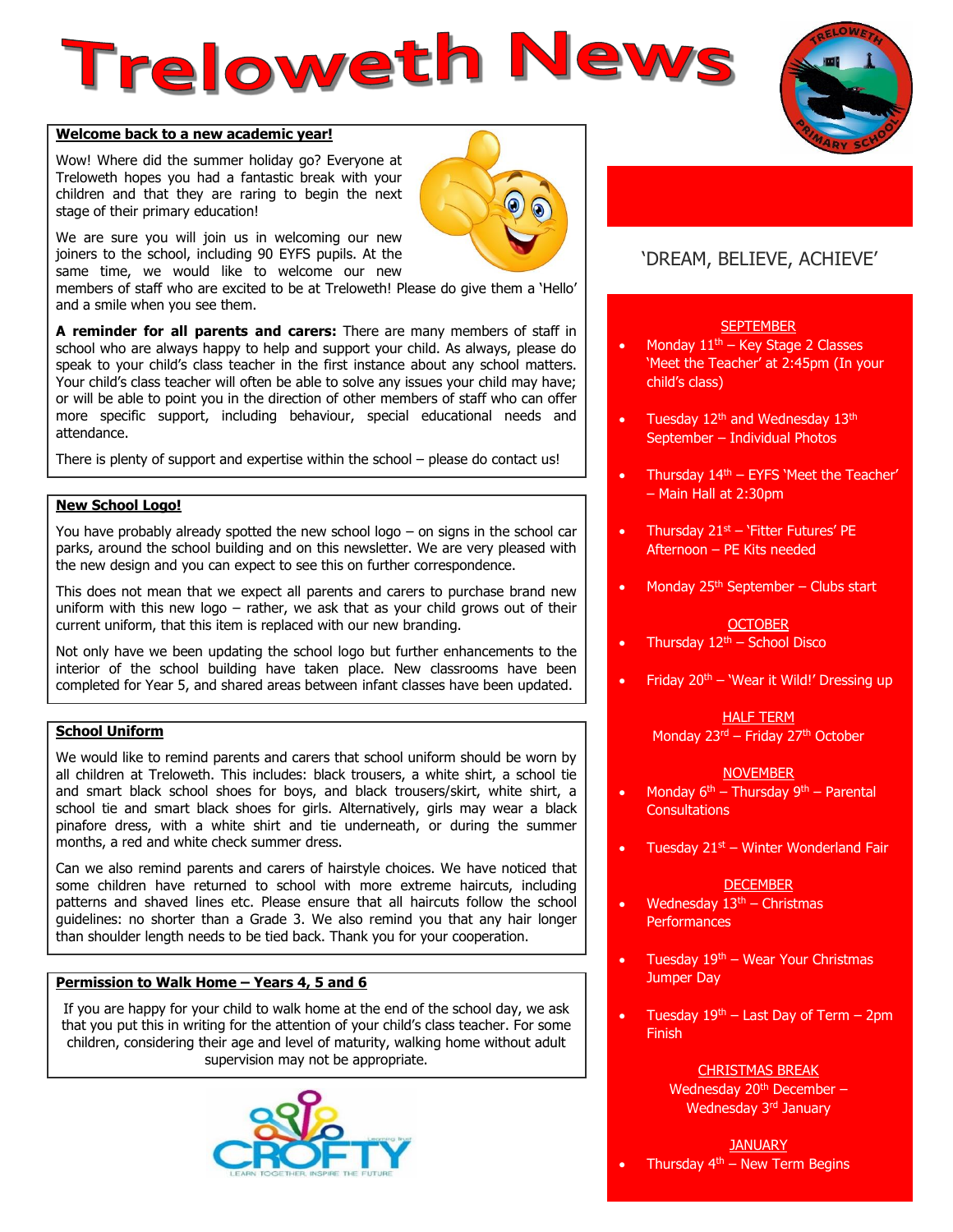# Treloweth News

## Welcome back to a new academic year!

Wow! Where did the summer holiday go? Everyone at Treloweth hopes you had a fantastic break with your children and that they are raring to begin the next stage of their primary education!

We are sure you will join us in welcoming our new joiners to the school, including 90 EYFS pupils. At the same time, we would like to welcome our new members of staff who are excited to be at Treloweth! Please do give them a 'Hello' and a smile when you see them.

**A reminder for all parents and carers:** There are many members of staff in school who are always happy to help and support your child. As always, please do speak to your child's class teacher in the first instance about any school matters. Your child's class teacher will often be able to solve any issues your child may have; or will be able to point you in the direction of other members of staff who can offer more specific support, including behaviour, special educational needs and attendance.

There is plenty of support and expertise within the school – please do contact us!

## New School Logo!

You have probably already spotted the new school logo – on signs in the school car parks, around the school building and on this newsletter. We are very pleased with the new design and you can expect to see this on further correspondence.

This does not mean that we expect all parents and carers to purchase brand new uniform with this new logo – rather, we ask that as your child grows out of their current uniform, that this item is replaced with our new branding.

Not only have we been updating the school logo but further enhancements to the interior of the school building have taken place. New classrooms have been completed for Year 5, and shared areas between infant classes have been updated.

## School Uniform

We would like to remind parents and carers that school uniform should be worn by all children at Treloweth. This includes: black trousers, a white shirt, a school tie and smart black school shoes for boys, and black trousers/skirt, white shirt, a school tie and smart black shoes for girls. Alternatively, girls may wear a black pinafore dress, with a white shirt and tie underneath, or during the summer months, a red and white check summer dress.

Can we also remind parents and carers of hairstyle choices. We have noticed that some children have returned to school with more extreme haircuts, including patterns and shaved lines etc. Please ensure that all haircuts follow the school guidelines: no shorter than a Grade 3. We also remind you that any hair longer than shoulder length needs to be tied back. Thank you for your cooperation.

## Permission to Walk Home – Years 4, 5 and 6

If you are happy for your child to walk home at the end of the school day, we ask that you put this in writing for the attention of your child's class teacher. For some children, considering their age and level of maturity, walking home without adult supervision may not be appropriate.

CROFTY – LEARN TOGETHER, INSPIRE THE FUTURE

'DREAM, BELIEVE, ACHIEVE'

**SEPTEMBER**

- Monday 11th – Key Stage 2 Classes 'Meet the Teacher' at 2:45pm (In your child's class)
- Tuesday 12th and Wednesday 13th September – Individual Photos
- Thursday 14th – EYFS 'Meet the Teacher' – Main Hall at 2:30pm
- Thursday 21st – 'Fitter Futures' PE Afternoon – PE Kits needed
- Monday 25th September – Clubs start

**OCTOBER**

- Thursday 12th – School Disco
- Friday 20th – 'Wear it Wild!' Dressing up

**HALF TERM**

Monday 23rd – Friday 27th October

**NOVEMBER**

- Monday 6th – Thursday 9th – Parental Consultations
- Tuesday 21st – Winter Wonderland Fair

**DECEMBER**

- Wednesday 13th – Christmas Performances
- Tuesday 19th – Wear Your Christmas Jumper Day
- Tuesday 19th – Last Day of Term – 2pm Finish

**CHRISTMAS BREAK**

Wednesday 20th December – Wednesday 3rd January

**JANUARY**

- Thursday 4th – New Term Begins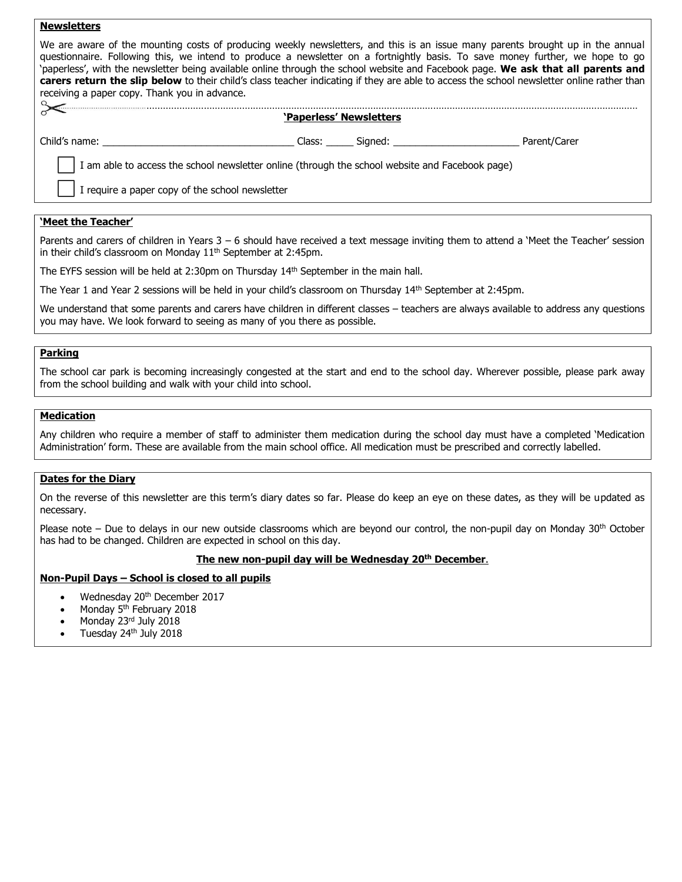**Newsletters**

We are aware of the mounting costs of producing weekly newsletters, and this is an issue many parents brought up in the annual questionnaire. Following this, we intend to produce a newsletter on a fortnightly basis. To save money further, we hope to go 'paperless', with the newsletter being available online through the school website and Facebook page. **We ask that all parents and carers return the slip below** to their child's class teacher indicating if they are able to access the school newsletter online rather than receiving a paper copy. Thank you in advance.

✂..................................................................................................................................................................................

**'Paperless' Newsletters**

Child's name: ___________________________________ Class: _____ Signed: ______________________ Parent/Carer

☐ I am able to access the school newsletter online (through the school website and Facebook page)

☐ I require a paper copy of the school newsletter

**'Meet the Teacher'**

Parents and carers of children in Years 3 – 6 should have received a text message inviting them to attend a 'Meet the Teacher' session in their child's classroom on Monday 11th September at 2:45pm.

The EYFS session will be held at 2:30pm on Thursday 14th September in the main hall.

The Year 1 and Year 2 sessions will be held in your child's classroom on Thursday 14th September at 2:45pm.

We understand that some parents and carers have children in different classes – teachers are always available to address any questions you may have. We look forward to seeing as many of you there as possible.

**Parking**

The school car park is becoming increasingly congested at the start and end to the school day. Wherever possible, please park away from the school building and walk with your child into school.

**Medication**

Any children who require a member of staff to administer them medication during the school day must have a completed 'Medication Administration' form. These are available from the main school office. All medication must be prescribed and correctly labelled.

**Dates for the Diary**

On the reverse of this newsletter are this term's diary dates so far. Please do keep an eye on these dates, as they will be updated as necessary.

Please note – Due to delays in our new outside classrooms which are beyond our control, the non-pupil day on Monday 30th October has had to be changed. Children are expected in school on this day.

**The new non-pupil day will be Wednesday 20th December**.

**Non-Pupil Days – School is closed to all pupils**

- Wednesday 20th December 2017
- Monday 5th February 2018
- Monday 23rd July 2018
- Tuesday 24th July 2018